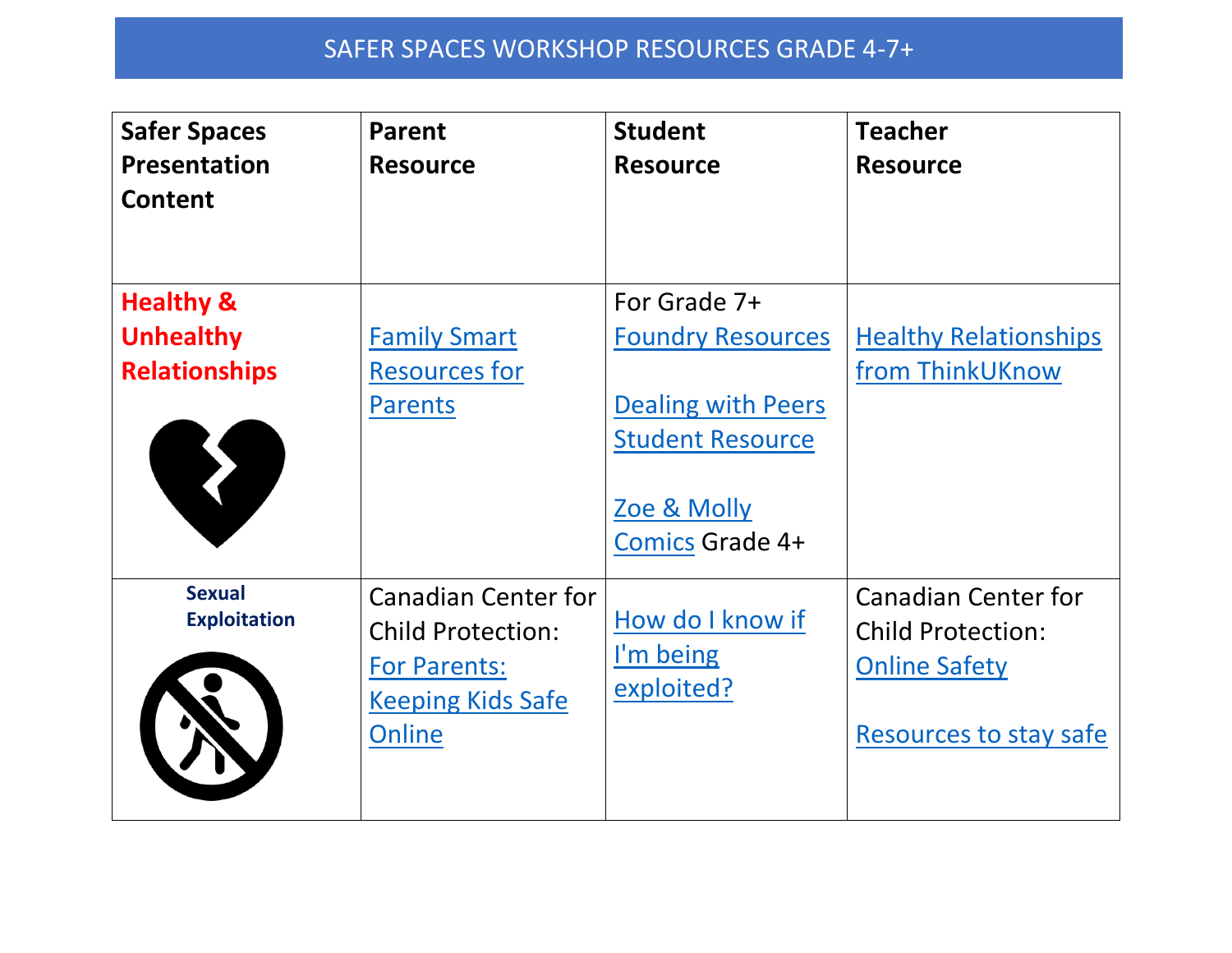# SAFER SPACES WORKSHOP RESOURCES GRADE 4-7+

| Safer Spaces Presentation Content | Parent Resource | Student Resource | Teacher Resource |
|---|---|---|---|
| Healthy & Unhealthy Relationships | Family Smart Resources for Parents | For Grade 7+ Foundry Resources<br><br>Dealing with Peers Student Resource<br><br>Zoe & Molly Comics Grade 4+ | Healthy Relationships from ThinkUKnow |
| Sexual Exploitation | Canadian Center for Child Protection: For Parents: Keeping Kids Safe Online | How do I know if I'm being exploited? | Canadian Center for Child Protection: Online Safety<br><br>Resources to stay safe |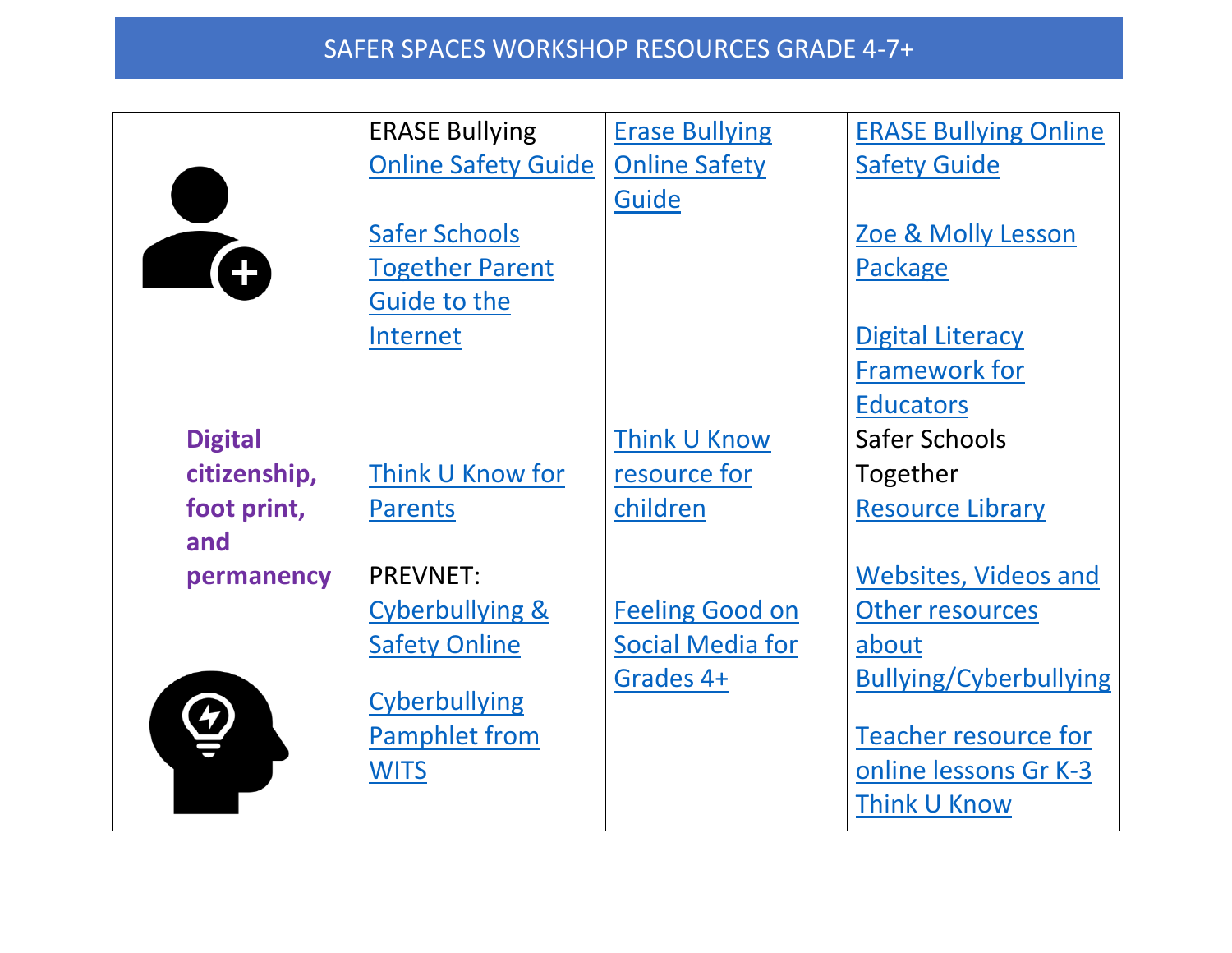# SAFER SPACES WORKSHOP RESOURCES GRADE 4-7+

| | | | |
|---|---|---|---|
| | ERASE Bullying Online Safety Guide<br><br>Safer Schools Together Parent Guide to the Internet | Erase Bullying Online Safety Guide | ERASE Bullying Online Safety Guide<br><br>Zoe & Molly Lesson Package<br><br>Digital Literacy Framework for Educators |
| **Digital citizenship, foot print, and permanency** | Think U Know for Parents<br><br>PREVNET: Cyberbullying & Safety Online<br><br>Cyberbullying Pamphlet from WITS | Think U Know resource for children<br><br>Feeling Good on Social Media for Grades 4+ | Safer Schools Together Resource Library<br><br>Websites, Videos and Other resources about Bullying/Cyberbullying<br><br>Teacher resource for online lessons Gr K-3 Think U Know |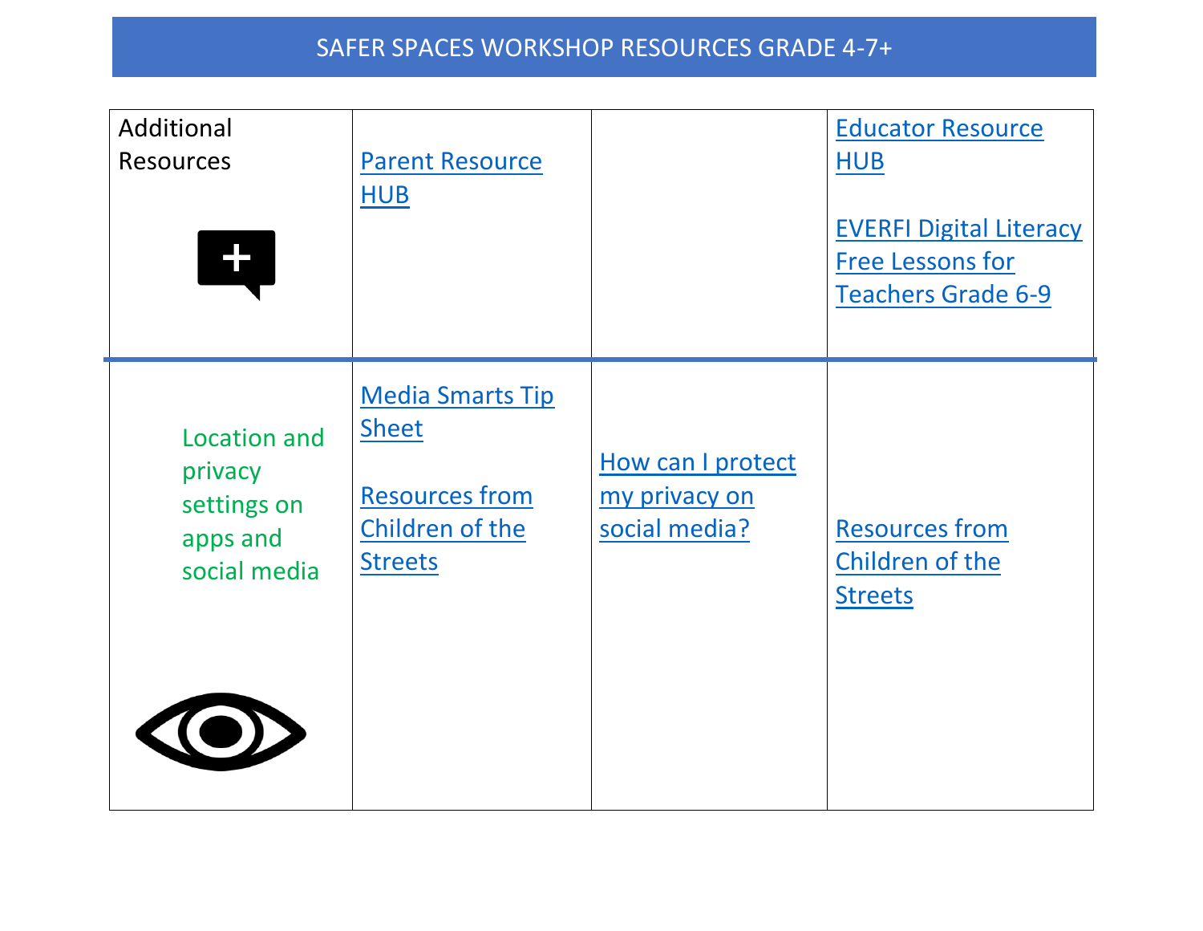# SAFER SPACES WORKSHOP RESOURCES GRADE 4-7+

| | | | |
|---|---|---|---|
| Additional Resources | Parent Resource HUB | | Educator Resource HUB<br><br>EVERFI Digital Literacy Free Lessons for Teachers Grade 6-9 |
| Location and privacy settings on apps and social media | Media Smarts Tip Sheet<br><br>Resources from Children of the Streets | How can I protect my privacy on social media? | Resources from Children of the Streets |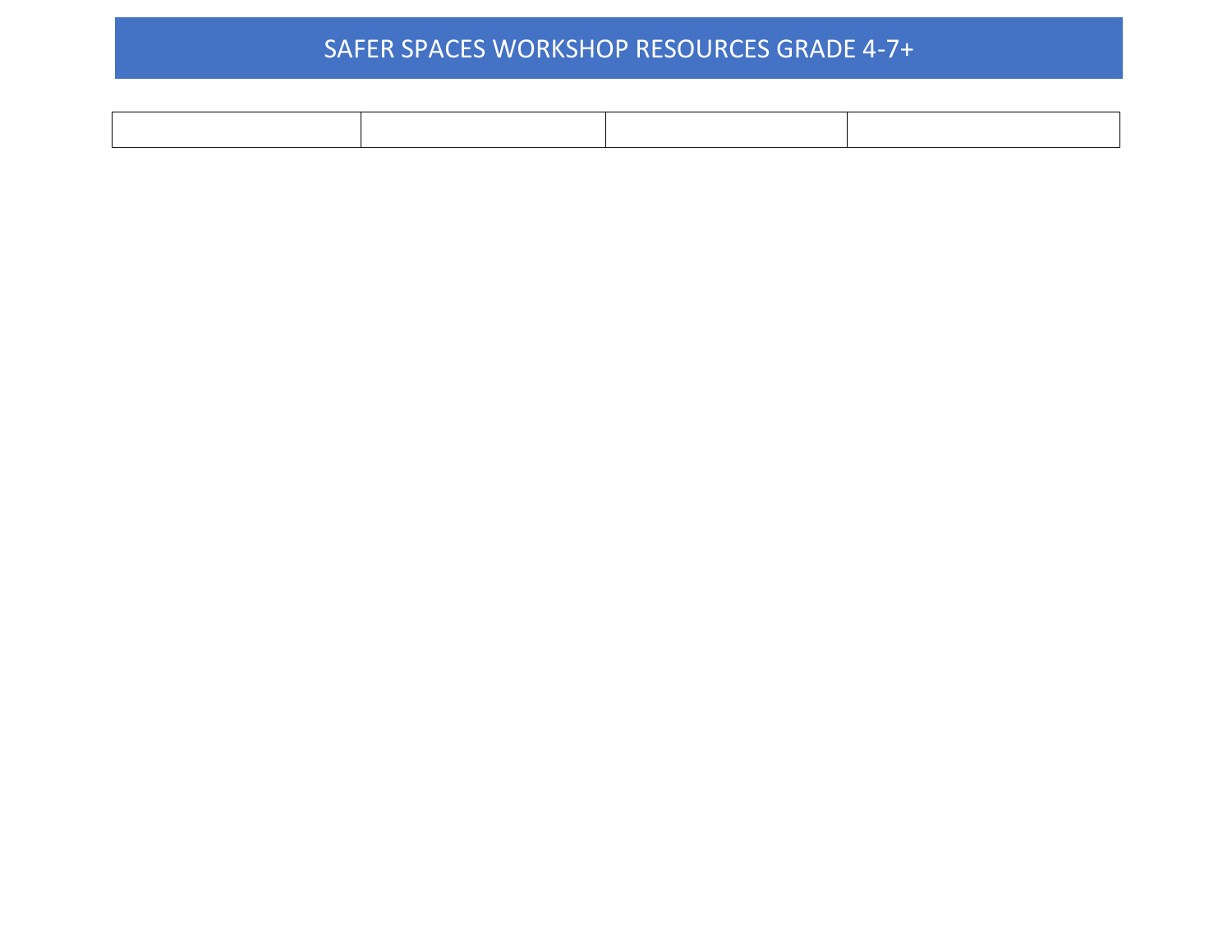# SAFER SPACES WORKSHOP RESOURCES GRADE 4-7+

| | | | |
|---|---|---|---|
| | | | |